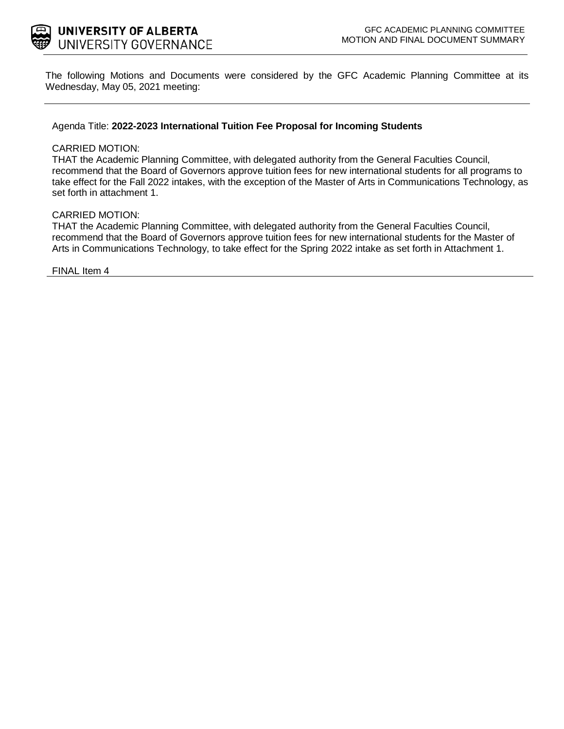UNIVERSITY OF ALBERTA
UNIVERSITY GOVERNANCE

GFC ACADEMIC PLANNING COMMITTEE
MOTION AND FINAL DOCUMENT SUMMARY

The following Motions and Documents were considered by the GFC Academic Planning Committee at its Wednesday, May 05, 2021 meeting:

---

Agenda Title: **2022-2023 International Tuition Fee Proposal for Incoming Students**

CARRIED MOTION:

THAT the Academic Planning Committee, with delegated authority from the General Faculties Council, recommend that the Board of Governors approve tuition fees for new international students for all programs to take effect for the Fall 2022 intakes, with the exception of the Master of Arts in Communications Technology, as set forth in attachment 1.

CARRIED MOTION:

THAT the Academic Planning Committee, with delegated authority from the General Faculties Council, recommend that the Board of Governors approve tuition fees for new international students for the Master of Arts in Communications Technology, to take effect for the Spring 2022 intake as set forth in Attachment 1.

FINAL Item 4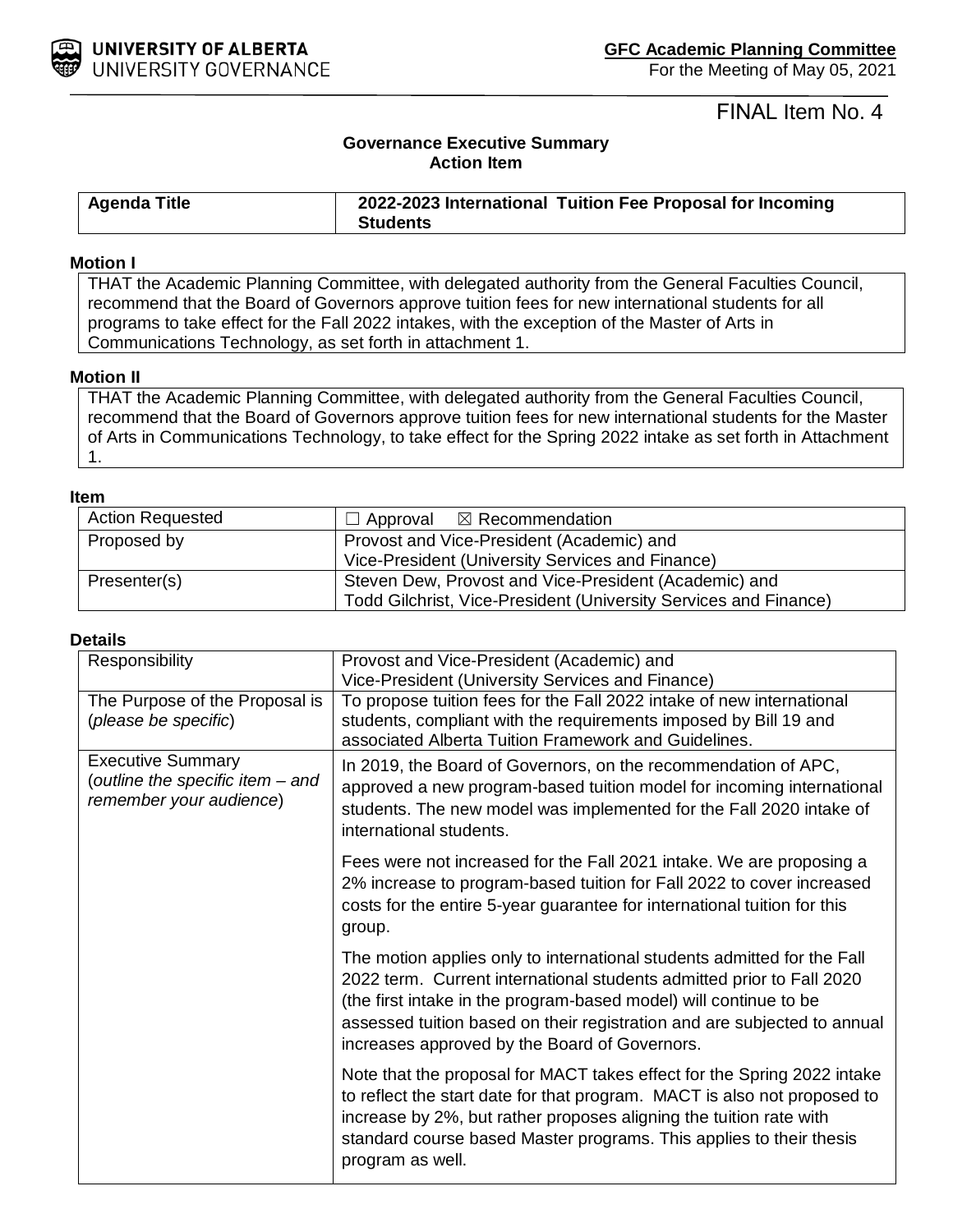GFC Academic Planning Committee
For the Meeting of May 05, 2021

FINAL Item No. 4

**Governance Executive Summary**
**Action Item**

| Agenda Title | 2022-2023 International Tuition Fee Proposal for Incoming Students |
|---|---|

**Motion I**

THAT the Academic Planning Committee, with delegated authority from the General Faculties Council, recommend that the Board of Governors approve tuition fees for new international students for all programs to take effect for the Fall 2022 intakes, with the exception of the Master of Arts in Communications Technology, as set forth in attachment 1.

**Motion II**

THAT the Academic Planning Committee, with delegated authority from the General Faculties Council, recommend that the Board of Governors approve tuition fees for new international students for the Master of Arts in Communications Technology, to take effect for the Spring 2022 intake as set forth in Attachment 1.

**Item**

| Action Requested | ☐ Approval ☒ Recommendation |
|---|---|
| Proposed by | Provost and Vice-President (Academic) and Vice-President (University Services and Finance) |
| Presenter(s) | Steven Dew, Provost and Vice-President (Academic) and Todd Gilchrist, Vice-President (University Services and Finance) |

**Details**

| Responsibility | Provost and Vice-President (Academic) and Vice-President (University Services and Finance) |
|---|---|
| The Purpose of the Proposal is (*please be specific*) | To propose tuition fees for the Fall 2022 intake of new international students, compliant with the requirements imposed by Bill 19 and associated Alberta Tuition Framework and Guidelines. |
| Executive Summary (*outline the specific item – and remember your audience*) | In 2019, the Board of Governors, on the recommendation of APC, approved a new program-based tuition model for incoming international students. The new model was implemented for the Fall 2020 intake of international students.<br><br>Fees were not increased for the Fall 2021 intake. We are proposing a 2% increase to program-based tuition for Fall 2022 to cover increased costs for the entire 5-year guarantee for international tuition for this group.<br><br>The motion applies only to international students admitted for the Fall 2022 term. Current international students admitted prior to Fall 2020 (the first intake in the program-based model) will continue to be assessed tuition based on their registration and are subjected to annual increases approved by the Board of Governors.<br><br>Note that the proposal for MACT takes effect for the Spring 2022 intake to reflect the start date for that program. MACT is also not proposed to increase by 2%, but rather proposes aligning the tuition rate with standard course based Master programs. This applies to their thesis program as well. |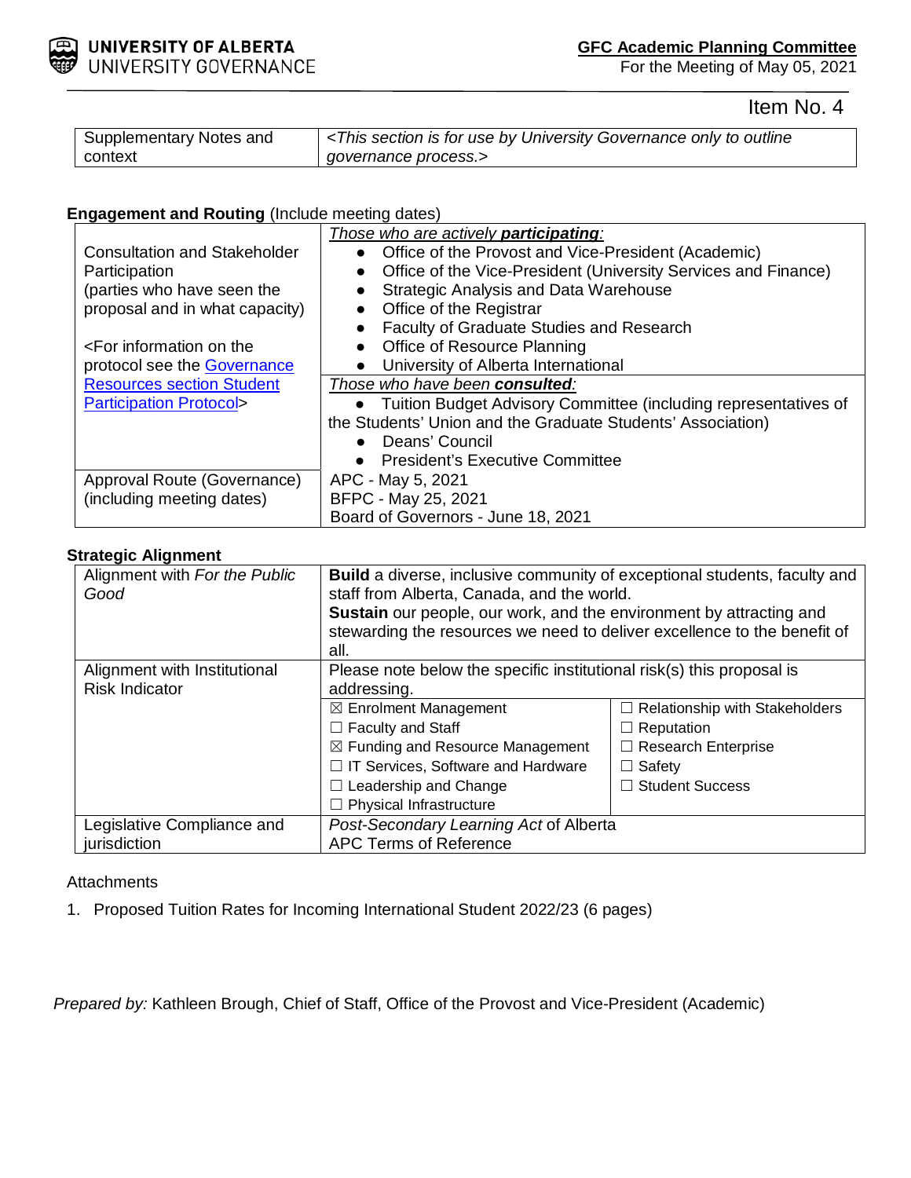**Item No. 4**

| Supplementary Notes and context | <This section is for use by University Governance only to outline governance process.> |
|---|---|

**Engagement and Routing** (Include meeting dates)

| | |
|---|---|
| Consultation and Stakeholder Participation (parties who have seen the proposal and in what capacity)<br><br><For information on the protocol see the [Governance Resources section Student Participation Protocol](#)> | <u>*Those who are actively **participating**:*</u><br>• Office of the Provost and Vice-President (Academic)<br>• Office of the Vice-President (University Services and Finance)<br>• Strategic Analysis and Data Warehouse<br>• Office of the Registrar<br>• Faculty of Graduate Studies and Research<br>• Office of Resource Planning<br>• University of Alberta International<br><br><u>*Those who have been **consulted**:*</u><br>• Tuition Budget Advisory Committee (including representatives of the Students' Union and the Graduate Students' Association)<br>• Deans' Council<br>• President's Executive Committee |
| Approval Route (Governance) (including meeting dates) | APC - May 5, 2021<br>BFPC - May 25, 2021<br>Board of Governors - June 18, 2021 |

**Strategic Alignment**

| | | |
|---|---|---|
| Alignment with *For the Public Good* | **Build** a diverse, inclusive community of exceptional students, faculty and staff from Alberta, Canada, and the world.<br>**Sustain** our people, our work, and the environment by attracting and stewarding the resources we need to deliver excellence to the benefit of all. | |
| Alignment with Institutional Risk Indicator | Please note below the specific institutional risk(s) this proposal is addressing. | |
| | ☒ Enrolment Management<br>☐ Faculty and Staff<br>☒ Funding and Resource Management<br>☐ IT Services, Software and Hardware<br>☐ Leadership and Change<br>☐ Physical Infrastructure | ☐ Relationship with Stakeholders<br>☐ Reputation<br>☐ Research Enterprise<br>☐ Safety<br>☐ Student Success |
| Legislative Compliance and jurisdiction | *Post-Secondary Learning Act* of Alberta<br>APC Terms of Reference | |

Attachments

1. Proposed Tuition Rates for Incoming International Student 2022/23 (6 pages)

*Prepared by:* Kathleen Brough, Chief of Staff, Office of the Provost and Vice-President (Academic)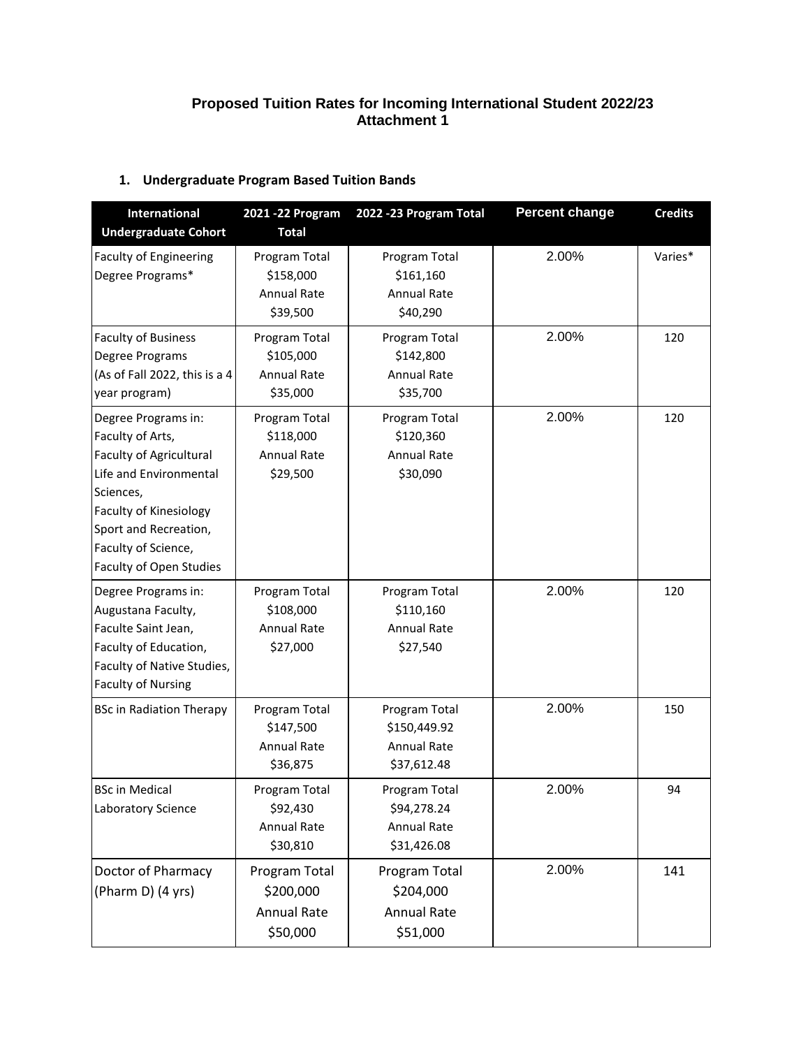**Proposed Tuition Rates for Incoming International Student 2022/23**
**Attachment 1**

1. **Undergraduate Program Based Tuition Bands**

| International Undergraduate Cohort | 2021 -22 Program Total | 2022 -23 Program Total | Percent change | Credits |
|---|---|---|---|---|
| Faculty of Engineering Degree Programs* | Program Total $158,000 Annual Rate $39,500 | Program Total $161,160 Annual Rate $40,290 | 2.00% | Varies* |
| Faculty of Business Degree Programs (As of Fall 2022, this is a 4 year program) | Program Total $105,000 Annual Rate $35,000 | Program Total $142,800 Annual Rate $35,700 | 2.00% | 120 |
| Degree Programs in: Faculty of Arts, Faculty of Agricultural Life and Environmental Sciences, Faculty of Kinesiology Sport and Recreation, Faculty of Science, Faculty of Open Studies | Program Total $118,000 Annual Rate $29,500 | Program Total $120,360 Annual Rate $30,090 | 2.00% | 120 |
| Degree Programs in: Augustana Faculty, Faculte Saint Jean, Faculty of Education, Faculty of Native Studies, Faculty of Nursing | Program Total $108,000 Annual Rate $27,000 | Program Total $110,160 Annual Rate $27,540 | 2.00% | 120 |
| BSc in Radiation Therapy | Program Total $147,500 Annual Rate $36,875 | Program Total $150,449.92 Annual Rate $37,612.48 | 2.00% | 150 |
| BSc in Medical Laboratory Science | Program Total $92,430 Annual Rate $30,810 | Program Total $94,278.24 Annual Rate $31,426.08 | 2.00% | 94 |
| Doctor of Pharmacy (Pharm D) (4 yrs) | Program Total $200,000 Annual Rate $50,000 | Program Total $204,000 Annual Rate $51,000 | 2.00% | 141 |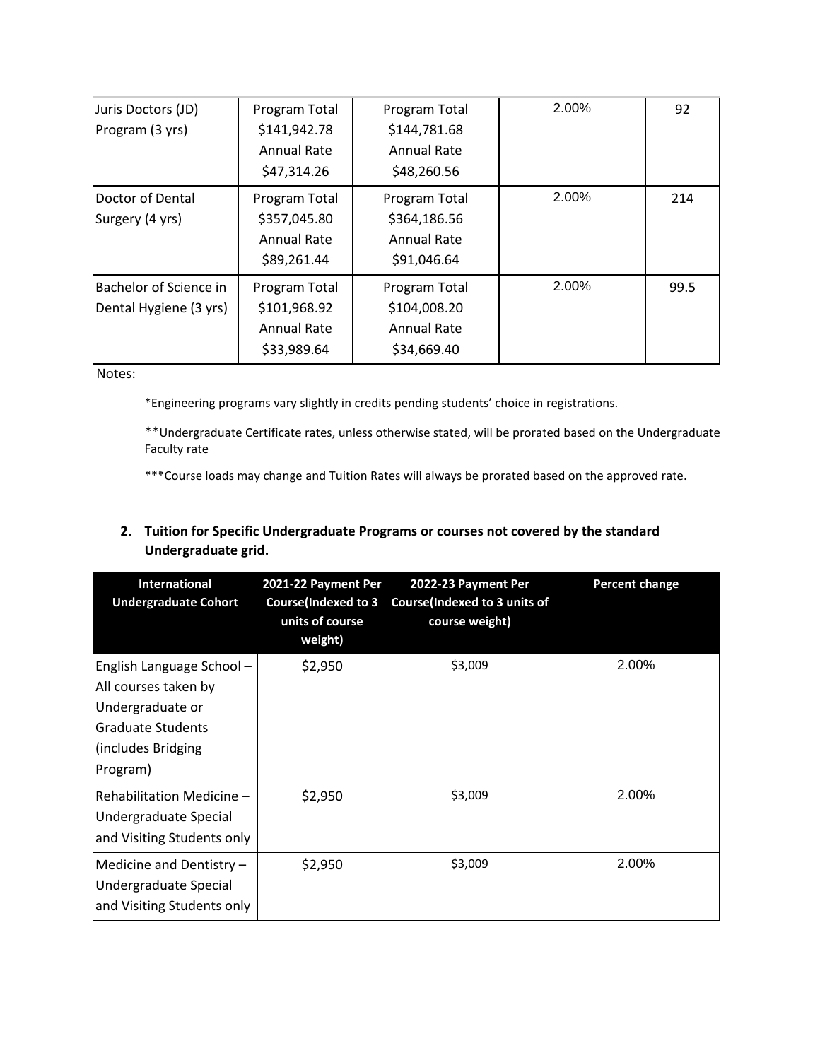| Juris Doctors (JD) Program (3 yrs) | Program Total $141,942.78 Annual Rate $47,314.26 | Program Total $144,781.68 Annual Rate $48,260.56 | 2.00% | 92 |
|---|---|---|---|---|
| Doctor of Dental Surgery (4 yrs) | Program Total $357,045.80 Annual Rate $89,261.44 | Program Total $364,186.56 Annual Rate $91,046.64 | 2.00% | 214 |
| Bachelor of Science in Dental Hygiene (3 yrs) | Program Total $101,968.92 Annual Rate $33,989.64 | Program Total $104,008.20 Annual Rate $34,669.40 | 2.00% | 99.5 |

Notes:

*Engineering programs vary slightly in credits pending students' choice in registrations.

**Undergraduate Certificate rates, unless otherwise stated, will be prorated based on the Undergraduate Faculty rate

***Course loads may change and Tuition Rates will always be prorated based on the approved rate.

2. **Tuition for Specific Undergraduate Programs or courses not covered by the standard Undergraduate grid.**

| International Undergraduate Cohort | 2021-22 Payment Per Course(Indexed to 3 units of course weight) | 2022-23 Payment Per Course(Indexed to 3 units of course weight) | Percent change |
|---|---|---|---|
| English Language School – All courses taken by Undergraduate or Graduate Students (includes Bridging Program) | $2,950 | $3,009 | 2.00% |
| Rehabilitation Medicine – Undergraduate Special and Visiting Students only | $2,950 | $3,009 | 2.00% |
| Medicine and Dentistry – Undergraduate Special and Visiting Students only | $2,950 | $3,009 | 2.00% |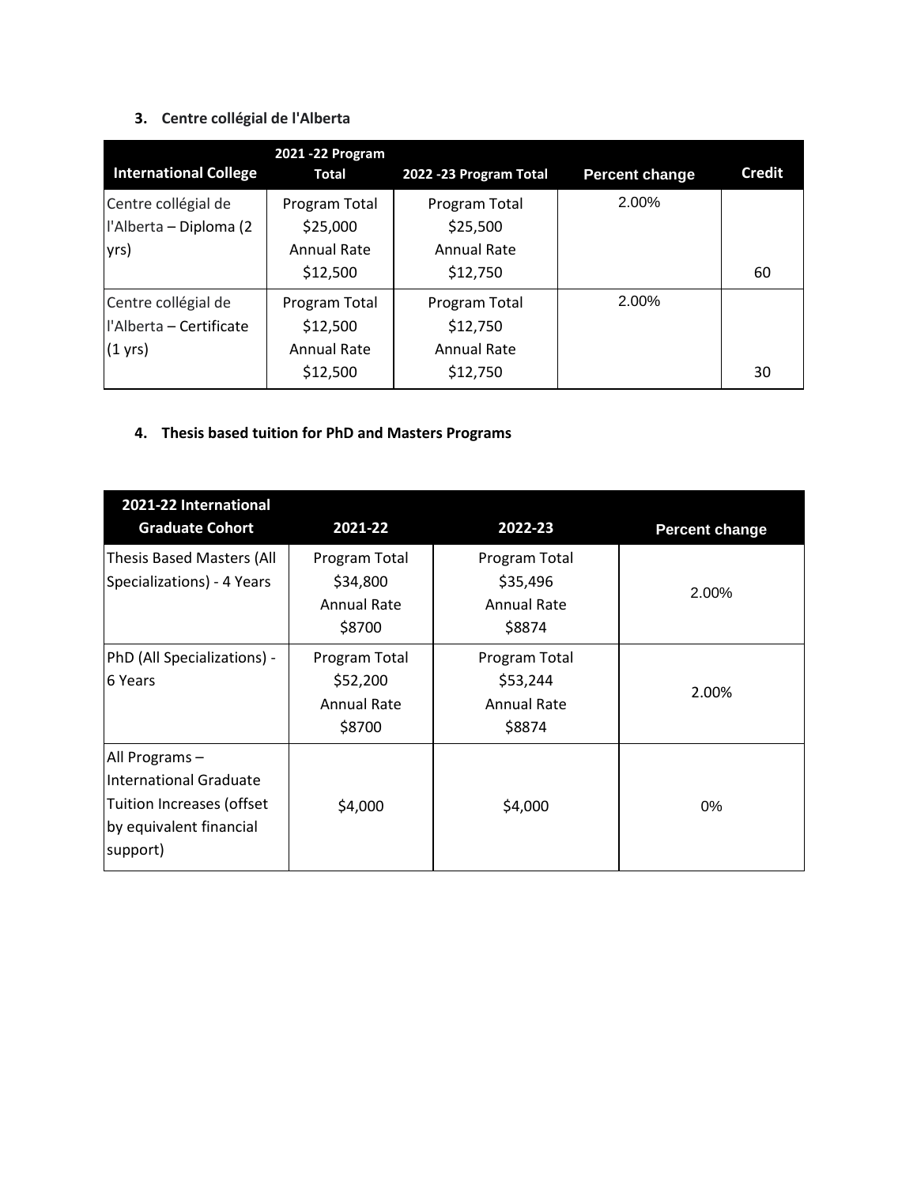3. **Centre collégial de l'Alberta**

| International College | 2021 -22 Program Total | 2022 -23 Program Total | Percent change | Credit |
|---|---|---|---|---|
| Centre collégial de l'Alberta – Diploma (2 yrs) | Program Total $25,000 Annual Rate $12,500 | Program Total $25,500 Annual Rate $12,750 | 2.00% | 60 |
| Centre collégial de l'Alberta – Certificate (1 yrs) | Program Total $12,500 Annual Rate $12,500 | Program Total $12,750 Annual Rate $12,750 | 2.00% | 30 |

4. **Thesis based tuition for PhD and Masters Programs**

| 2021-22 International Graduate Cohort | 2021-22 | 2022-23 | Percent change |
|---|---|---|---|
| Thesis Based Masters (All Specializations) - 4 Years | Program Total $34,800 Annual Rate $8700 | Program Total $35,496 Annual Rate $8874 | 2.00% |
| PhD (All Specializations) - 6 Years | Program Total $52,200 Annual Rate $8700 | Program Total $53,244 Annual Rate $8874 | 2.00% |
| All Programs – International Graduate Tuition Increases (offset by equivalent financial support) | $4,000 | $4,000 | 0% |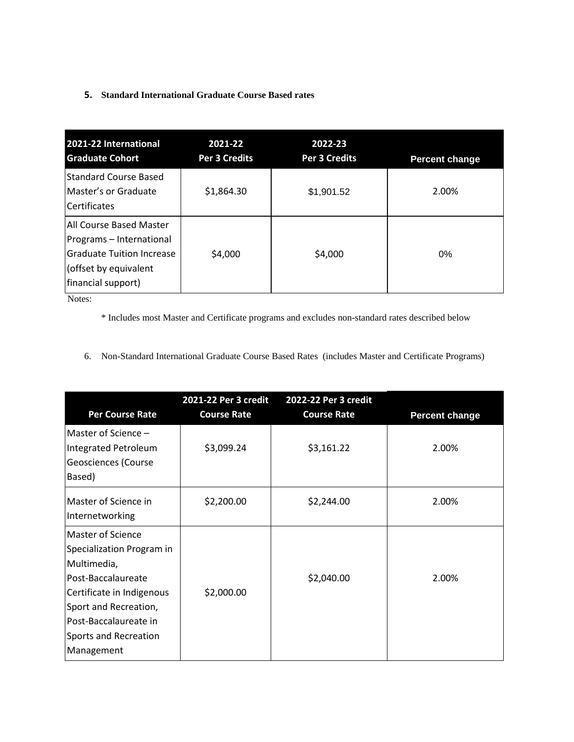**5. Standard International Graduate Course Based rates**

| 2021-22 International Graduate Cohort | 2021-22 Per 3 Credits | 2022-23 Per 3 Credits | Percent change |
|---|---|---|---|
| Standard Course Based Master's or Graduate Certificates | $1,864.30 | $1,901.52 | 2.00% |
| All Course Based Master Programs – International Graduate Tuition Increase (offset by equivalent financial support) | $4,000 | $4,000 | 0% |

Notes:

\* Includes most Master and Certificate programs and excludes non-standard rates described below

6. Non-Standard International Graduate Course Based Rates (includes Master and Certificate Programs)

| Per Course Rate | 2021-22 Per 3 credit Course Rate | 2022-22 Per 3 credit Course Rate | Percent change |
|---|---|---|---|
| Master of Science – Integrated Petroleum Geosciences (Course Based) | $3,099.24 | $3,161.22 | 2.00% |
| Master of Science in Internetworking | $2,200.00 | $2,244.00 | 2.00% |
| Master of Science Specialization Program in Multimedia, Post-Baccalaureate Certificate in Indigenous Sport and Recreation, Post-Baccalaureate in Sports and Recreation Management | $2,000.00 | $2,040.00 | 2.00% |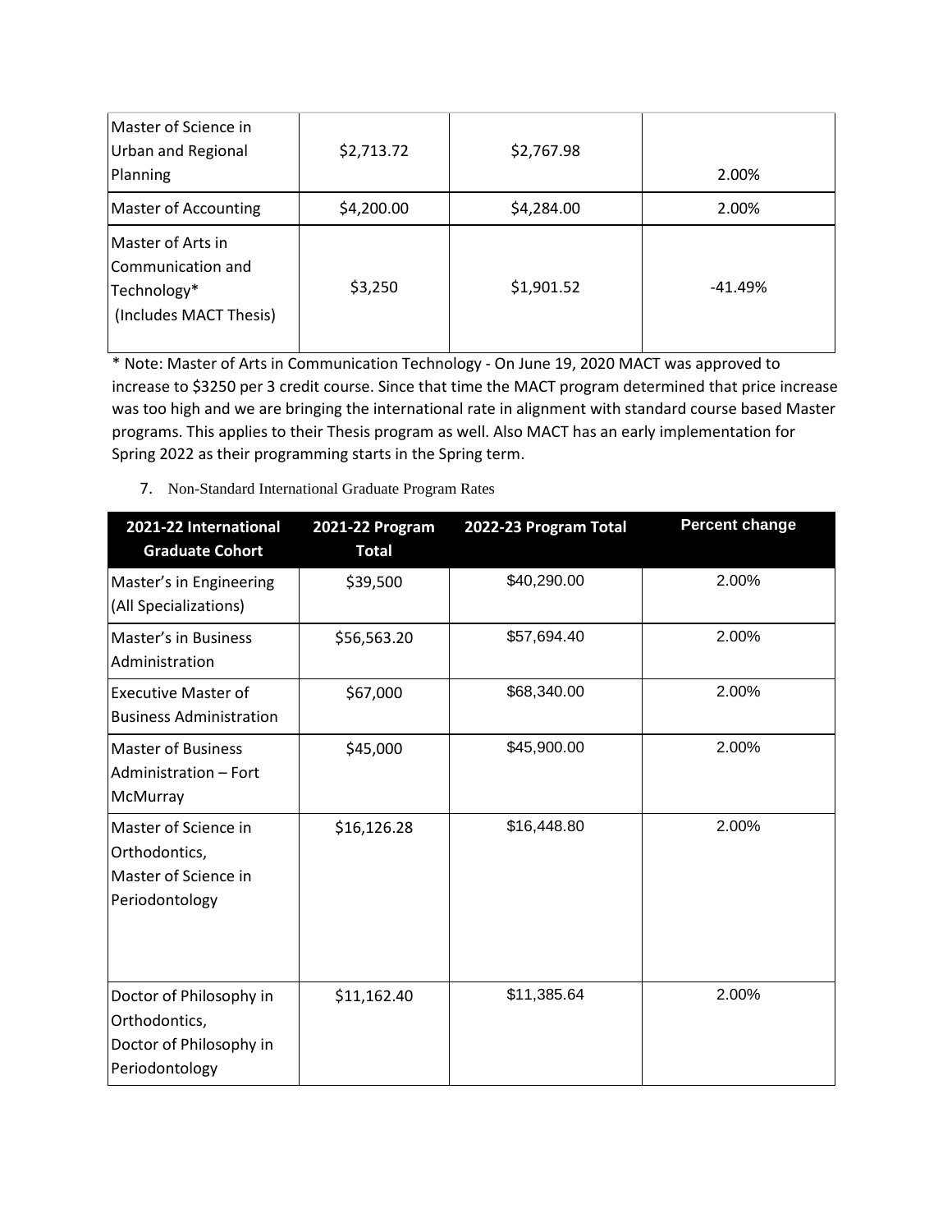| | | | |
|---|---|---|---|
| Master of Science in Urban and Regional Planning | $2,713.72 | $2,767.98 | 2.00% |
| Master of Accounting | $4,200.00 | $4,284.00 | 2.00% |
| Master of Arts in Communication and Technology* (Includes MACT Thesis) | $3,250 | $1,901.52 | -41.49% |

* Note: Master of Arts in Communication Technology - On June 19, 2020 MACT was approved to increase to $3250 per 3 credit course. Since that time the MACT program determined that price increase was too high and we are bringing the international rate in alignment with standard course based Master programs. This applies to their Thesis program as well. Also MACT has an early implementation for Spring 2022 as their programming starts in the Spring term.

7. Non-Standard International Graduate Program Rates

| 2021-22 International Graduate Cohort | 2021-22 Program Total | 2022-23 Program Total | Percent change |
|---|---|---|---|
| Master's in Engineering (All Specializations) | $39,500 | $40,290.00 | 2.00% |
| Master's in Business Administration | $56,563.20 | $57,694.40 | 2.00% |
| Executive Master of Business Administration | $67,000 | $68,340.00 | 2.00% |
| Master of Business Administration – Fort McMurray | $45,000 | $45,900.00 | 2.00% |
| Master of Science in Orthodontics, Master of Science in Periodontology | $16,126.28 | $16,448.80 | 2.00% |
| Doctor of Philosophy in Orthodontics, Doctor of Philosophy in Periodontology | $11,162.40 | $11,385.64 | 2.00% |